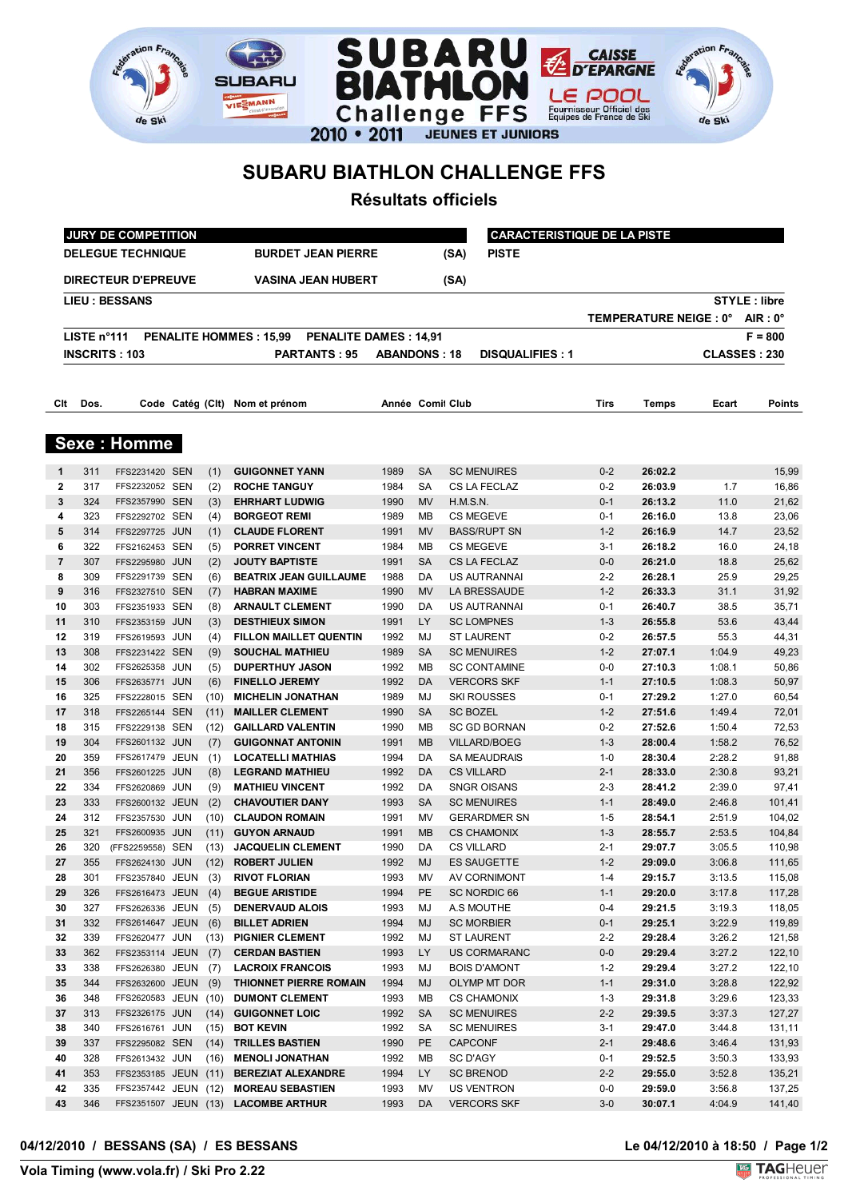# SUBARU BIATHLON CHALLENGE FFS

## Résultats officiels

| JURY DE COMPETITION | | | CARACTERISTIQUE DE LA PISTE |
|---|---|---|---|
| DELEGUE TECHNIQUE | BURDET JEAN PIERRE | (SA) | PISTE |
| DIRECTEUR D'EPREUVE | VASINA JEAN HUBERT | (SA) | |

**LIEU : BESSANS** — **STYLE : libre**

**TEMPERATURE NEIGE : 0° AIR : 0°**

**LISTE n°111 PENALITE HOMMES : 15,99 PENALITE DAMES : 14,91** — **F = 800**

**INSCRITS : 103 PARTANTS : 95 ABANDONS : 18 DISQUALIFIES : 1** — **CLASSES : 230**

## Sexe : Homme

| Clt | Dos. | Code | Catég | (Clt) | Nom et prénom | Année | Comité | Club | Tirs | Temps | Ecart | Points |
|---|---|---|---|---|---|---|---|---|---|---|---|---|
| 1 | 311 | FFS2231420 | SEN | (1) | GUIGONNET YANN | 1989 | SA | SC MENUIRES | 0-2 | 26:02.2 | | 15,99 |
| 2 | 317 | FFS2232052 | SEN | (2) | ROCHE TANGUY | 1984 | SA | CS LA FECLAZ | 0-2 | 26:03.9 | 1.7 | 16,86 |
| 3 | 324 | FFS2357990 | SEN | (3) | EHRHART LUDWIG | 1990 | MV | H.M.S.N. | 0-1 | 26:13.2 | 11.0 | 21,62 |
| 4 | 323 | FFS2292702 | SEN | (4) | BORGEOT REMI | 1989 | MB | CS MEGEVE | 0-1 | 26:16.0 | 13.8 | 23,06 |
| 5 | 314 | FFS2297725 | JUN | (1) | CLAUDE FLORENT | 1991 | MV | BASS/RUPT SN | 1-2 | 26:16.9 | 14.7 | 23,52 |
| 6 | 322 | FFS2162453 | SEN | (5) | PORRET VINCENT | 1984 | MB | CS MEGEVE | 3-1 | 26:18.2 | 16.0 | 24,18 |
| 7 | 307 | FFS2295980 | JUN | (2) | JOUTY BAPTISTE | 1991 | SA | CS LA FECLAZ | 0-0 | 26:21.0 | 18.8 | 25,62 |
| 8 | 309 | FFS2291739 | SEN | (6) | BEATRIX JEAN GUILLAUME | 1988 | DA | US AUTRANNAI | 2-2 | 26:28.1 | 25.9 | 29,25 |
| 9 | 316 | FFS2327510 | SEN | (7) | HABRAN MAXIME | 1990 | MV | LA BRESSAUDE | 1-2 | 26:33.3 | 31.1 | 31,92 |
| 10 | 303 | FFS2351933 | SEN | (8) | ARNAULT CLEMENT | 1990 | DA | US AUTRANNAI | 0-1 | 26:40.7 | 38.5 | 35,71 |
| 11 | 310 | FFS2353159 | JUN | (3) | DESTHIEUX SIMON | 1991 | LY | SC LOMPNES | 1-3 | 26:55.8 | 53.6 | 43,44 |
| 12 | 319 | FFS2619593 | JUN | (4) | FILLON MAILLET QUENTIN | 1992 | MJ | ST LAURENT | 0-2 | 26:57.5 | 55.3 | 44,31 |
| 13 | 308 | FFS2231422 | SEN | (9) | SOUCHAL MATHIEU | 1989 | SA | SC MENUIRES | 1-2 | 27:07.1 | 1:04.9 | 49,23 |
| 14 | 302 | FFS2625358 | JUN | (5) | DUPERTHUY JASON | 1992 | MB | SC CONTAMINE | 0-0 | 27:10.3 | 1:08.1 | 50,86 |
| 15 | 306 | FFS2635771 | JUN | (6) | FINELLO JEREMY | 1992 | DA | VERCORS SKF | 1-1 | 27:10.5 | 1:08.3 | 50,97 |
| 16 | 325 | FFS2228015 | SEN | (10) | MICHELIN JONATHAN | 1989 | MJ | SKI ROUSSES | 0-1 | 27:29.2 | 1:27.0 | 60,54 |
| 17 | 318 | FFS2265144 | SEN | (11) | MAILLER CLEMENT | 1990 | SA | SC BOZEL | 1-2 | 27:51.6 | 1:49.4 | 72,01 |
| 18 | 315 | FFS2229138 | SEN | (12) | GAILLARD VALENTIN | 1990 | MB | SC GD BORNAN | 0-2 | 27:52.6 | 1:50.4 | 72,53 |
| 19 | 304 | FFS2601132 | JUN | (7) | GUIGONNAT ANTONIN | 1991 | MB | VILLARD/BOEG | 1-3 | 28:00.4 | 1:58.2 | 76,52 |
| 20 | 359 | FFS2617479 | JEUN | (1) | LOCATELLI MATHIAS | 1994 | DA | SA MEAUDRAIS | 1-0 | 28:30.4 | 2:28.2 | 91,88 |
| 21 | 356 | FFS2601225 | JUN | (8) | LEGRAND MATHIEU | 1992 | DA | CS VILLARD | 2-1 | 28:33.0 | 2:30.8 | 93,21 |
| 22 | 334 | FFS2620869 | JUN | (9) | MATHIEU VINCENT | 1992 | DA | SNGR OISANS | 2-3 | 28:41.2 | 2:39.0 | 97,41 |
| 23 | 333 | FFS2600132 | JEUN | (2) | CHAVOUTIER DANY | 1993 | SA | SC MENUIRES | 1-1 | 28:49.0 | 2:46.8 | 101,41 |
| 24 | 312 | FFS2357530 | JUN | (10) | CLAUDON ROMAIN | 1991 | MV | GERARDMER SN | 1-5 | 28:54.1 | 2:51.9 | 104,02 |
| 25 | 321 | FFS2600935 | JUN | (11) | GUYON ARNAUD | 1991 | MB | CS CHAMONIX | 1-3 | 28:55.7 | 2:53.5 | 104,84 |
| 26 | 320 | (FFS2259558) | SEN | (13) | JACQUELIN CLEMENT | 1990 | DA | CS VILLARD | 2-1 | 29:07.7 | 3:05.5 | 110,98 |
| 27 | 355 | FFS2624130 | JUN | (12) | ROBERT JULIEN | 1992 | MJ | ES SAUGETTE | 1-2 | 29:09.0 | 3:06.8 | 111,65 |
| 28 | 301 | FFS2357840 | JEUN | (3) | RIVOT FLORIAN | 1993 | MV | AV CORNIMONT | 1-4 | 29:15.7 | 3:13.5 | 115,08 |
| 29 | 326 | FFS2616473 | JEUN | (4) | BEGUE ARISTIDE | 1994 | PE | SC NORDIC 66 | 1-1 | 29:20.0 | 3:17.8 | 117,28 |
| 30 | 327 | FFS2626336 | JEUN | (5) | DENERVAUD ALOIS | 1993 | MJ | A.S MOUTHE | 0-4 | 29:21.5 | 3:19.3 | 118,05 |
| 31 | 332 | FFS2614647 | JEUN | (6) | BILLET ADRIEN | 1994 | MJ | SC MORBIER | 0-1 | 29:25.1 | 3:22.9 | 119,89 |
| 32 | 339 | FFS2620477 | JUN | (13) | PIGNIER CLEMENT | 1992 | MJ | ST LAURENT | 2-2 | 29:28.4 | 3:26.2 | 121,58 |
| 33 | 362 | FFS2353114 | JEUN | (7) | CERDAN BASTIEN | 1993 | LY | US CORMARANC | 0-0 | 29:29.4 | 3:27.2 | 122,10 |
| 33 | 338 | FFS2626380 | JEUN | (7) | LACROIX FRANCOIS | 1993 | MJ | BOIS D'AMONT | 1-2 | 29:29.4 | 3:27.2 | 122,10 |
| 35 | 344 | FFS2632600 | JEUN | (9) | THIONNET PIERRE ROMAIN | 1994 | MJ | OLYMP MT DOR | 1-1 | 29:31.0 | 3:28.8 | 122,92 |
| 36 | 348 | FFS2620583 | JEUN | (10) | DUMONT CLEMENT | 1993 | MB | CS CHAMONIX | 1-3 | 29:31.8 | 3:29.6 | 123,33 |
| 37 | 313 | FFS2326175 | JUN | (14) | GUIGONNET LOIC | 1992 | SA | SC MENUIRES | 2-2 | 29:39.5 | 3:37.3 | 127,27 |
| 38 | 340 | FFS2616761 | JUN | (15) | BOT KEVIN | 1992 | SA | SC MENUIRES | 3-1 | 29:47.0 | 3:44.8 | 131,11 |
| 39 | 337 | FFS2295082 | SEN | (14) | TRILLES BASTIEN | 1990 | PE | CAPCONF | 2-1 | 29:48.6 | 3:46.4 | 131,93 |
| 40 | 328 | FFS2613432 | JUN | (16) | MENOLI JONATHAN | 1992 | MB | SC D'AGY | 0-1 | 29:52.5 | 3:50.3 | 133,93 |
| 41 | 353 | FFS2353185 | JEUN | (11) | BEREZIAT ALEXANDRE | 1994 | LY | SC BRENOD | 2-2 | 29:55.0 | 3:52.8 | 135,21 |
| 42 | 335 | FFS2357442 | JEUN | (12) | MOREAU SEBASTIEN | 1993 | MV | US VENTRON | 0-0 | 29:59.0 | 3:56.8 | 137,25 |
| 43 | 346 | FFS2351507 | JEUN | (13) | LACOMBE ARTHUR | 1993 | DA | VERCORS SKF | 3-0 | 30:07.1 | 4:04.9 | 141,40 |

**04/12/2010 / BESSANS (SA) / ES BESSANS** — **Le 04/12/2010 à 18:50**

Vola Timing (www.vola.fr) / Ski Pro 2.22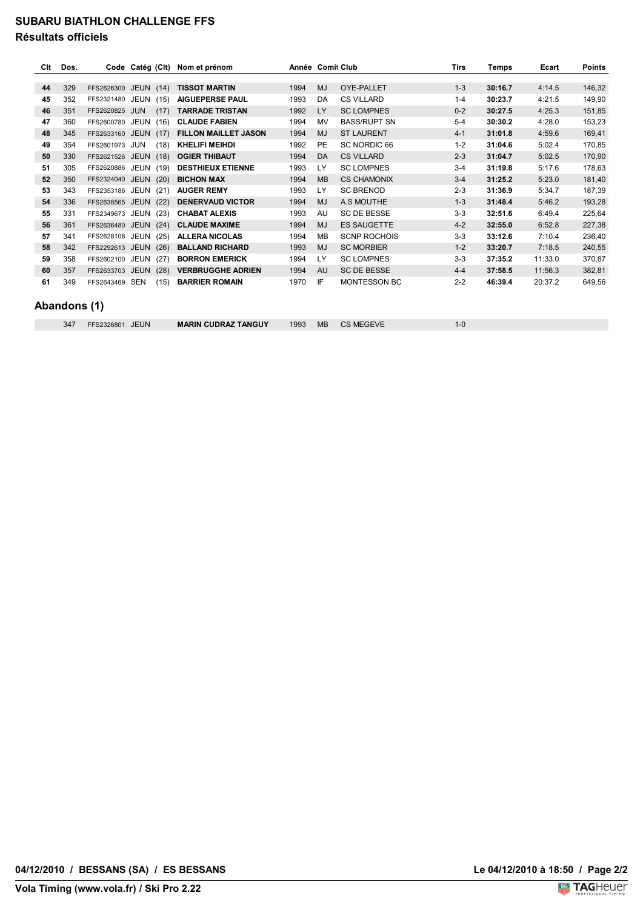# SUBARU BIATHLON CHALLENGE FFS

## Résultats officiels

| Clt | Dos. | Code | Catég | (Clt) | Nom et prénom | Année | Comit | Club | Tirs | Temps | Ecart | Points |
|---|---|---|---|---|---|---|---|---|---|---|---|---|
| 44 | 329 | FFS2626300 | JEUN | (14) | **TISSOT MARTIN** | 1994 | MJ | OYE-PALLET | 1-3 | **30:16.7** | 4:14.5 | 146,32 |
| 45 | 352 | FFS2321480 | JEUN | (15) | **AIGUEPERSE PAUL** | 1993 | DA | CS VILLARD | 1-4 | **30:23.7** | 4:21.5 | 149,90 |
| 46 | 351 | FFS2620825 | JUN | (17) | **TARRADE TRISTAN** | 1992 | LY | SC LOMPNES | 0-2 | **30:27.5** | 4:25.3 | 151,85 |
| 47 | 360 | FFS2600780 | JEUN | (16) | **CLAUDE FABIEN** | 1994 | MV | BASS/RUPT SN | 5-4 | **30:30.2** | 4:28.0 | 153,23 |
| 48 | 345 | FFS2633160 | JEUN | (17) | **FILLON MAILLET JASON** | 1994 | MJ | ST LAURENT | 4-1 | **31:01.8** | 4:59.6 | 169,41 |
| 49 | 354 | FFS2601973 | JUN | (18) | **KHELIFI MEIHDI** | 1992 | PE | SC NORDIC 66 | 1-2 | **31:04.6** | 5:02.4 | 170,85 |
| 50 | 330 | FFS2621526 | JEUN | (18) | **OGIER THIBAUT** | 1994 | DA | CS VILLARD | 2-3 | **31:04.7** | 5:02.5 | 170,90 |
| 51 | 305 | FFS2620886 | JEUN | (19) | **DESTHIEUX ETIENNE** | 1993 | LY | SC LOMPNES | 3-4 | **31:19.8** | 5:17.6 | 178,63 |
| 52 | 350 | FFS2324040 | JEUN | (20) | **BICHON MAX** | 1994 | MB | CS CHAMONIX | 3-4 | **31:25.2** | 5:23.0 | 181,40 |
| 53 | 343 | FFS2353186 | JEUN | (21) | **AUGER REMY** | 1993 | LY | SC BRENOD | 2-3 | **31:36.9** | 5:34.7 | 187,39 |
| 54 | 336 | FFS2638565 | JEUN | (22) | **DENERVAUD VICTOR** | 1994 | MJ | A.S MOUTHE | 1-3 | **31:48.4** | 5:46.2 | 193,28 |
| 55 | 331 | FFS2349673 | JEUN | (23) | **CHABAT ALEXIS** | 1993 | AU | SC DE BESSE | 3-3 | **32:51.6** | 6:49.4 | 225,64 |
| 56 | 361 | FFS2636480 | JEUN | (24) | **CLAUDE MAXIME** | 1994 | MJ | ES SAUGETTE | 4-2 | **32:55.0** | 6:52.8 | 227,38 |
| 57 | 341 | FFS2628108 | JEUN | (25) | **ALLERA NICOLAS** | 1994 | MB | SCNP ROCHOIS | 3-3 | **33:12.6** | 7:10.4 | 236,40 |
| 58 | 342 | FFS2292613 | JEUN | (26) | **BALLAND RICHARD** | 1993 | MJ | SC MORBIER | 1-2 | **33:20.7** | 7:18.5 | 240,55 |
| 59 | 358 | FFS2602100 | JEUN | (27) | **BORRON EMERICK** | 1994 | LY | SC LOMPNES | 3-3 | **37:35.2** | 11:33.0 | 370,87 |
| 60 | 357 | FFS2633703 | JEUN | (28) | **VERBRUGGHE ADRIEN** | 1994 | AU | SC DE BESSE | 4-4 | **37:58.5** | 11:56.3 | 382,81 |
| 61 | 349 | FFS2643469 | SEN | (15) | **BARRIER ROMAIN** | 1970 | IF | MONTESSON BC | 2-2 | **46:39.4** | 20:37.2 | 649,56 |

## Abandons (1)

| Clt | Dos. | Code | Catég | (Clt) | Nom et prénom | Année | Comit | Club | Tirs | Temps | Ecart | Points |
|---|---|---|---|---|---|---|---|---|---|---|---|---|
| | 347 | FFS2326801 | JEUN | | **MARIN CUDRAZ TANGUY** | 1993 | MB | CS MEGEVE | 1-0 | | | |

**04/12/2010 / BESSANS (SA) / ES BESSANS** — **Le 04/12/2010 à 18:50**

**Vola Timing (www.vola.fr) / Ski Pro 2.22**